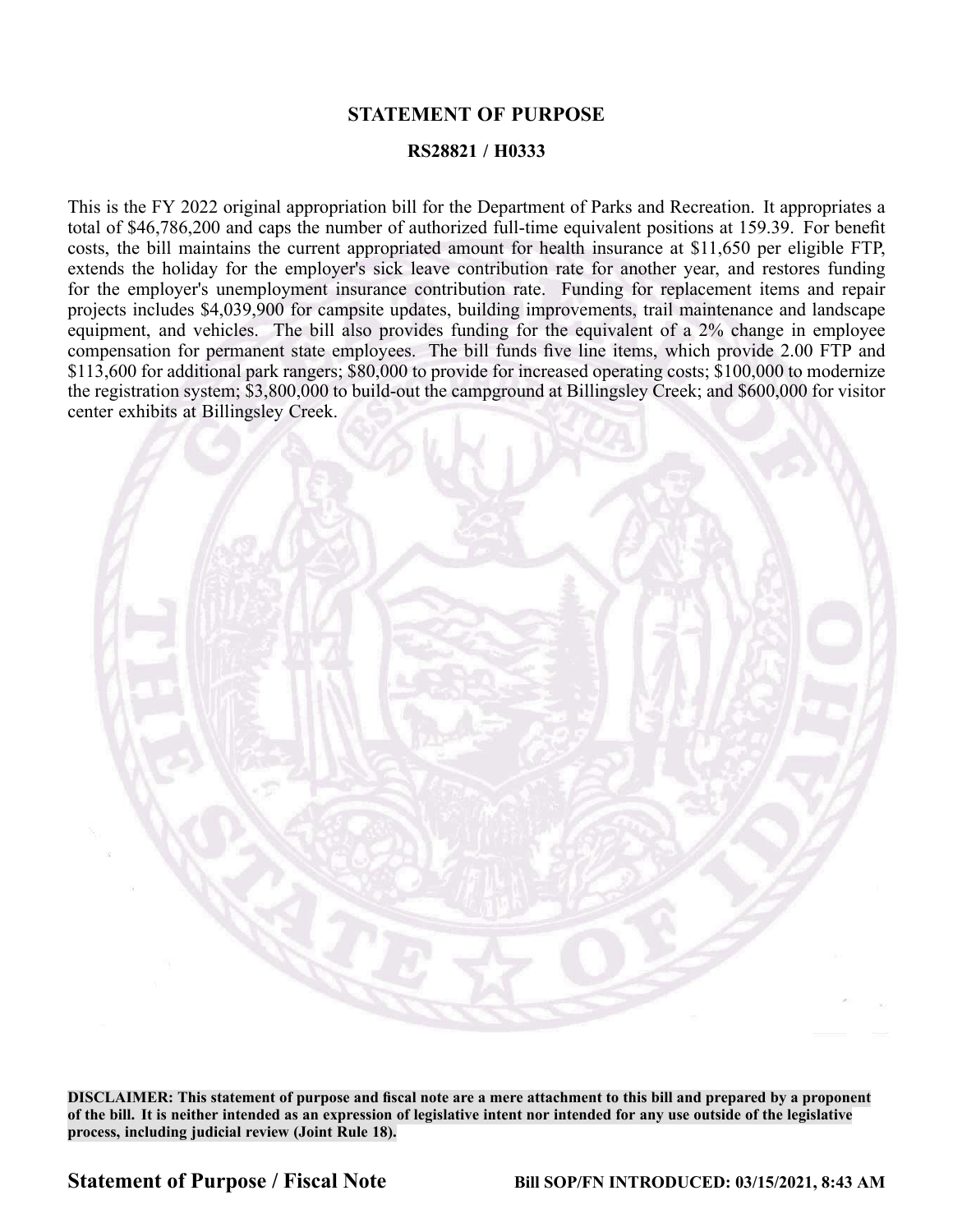## STATEMENT OF PURPOSE

### RS28821 / H0333

This is the FY 2022 original appropriation bill for the Department of Parks and Recreation. It appropriates a total of $46,786,200 and caps the number of authorized full-time equivalent positions at 159.39. For benefit costs, the bill maintains the current appropriated amount for health insurance at $11,650 per eligible FTP, extends the holiday for the employer's sick leave contribution rate for another year, and restores funding for the employer's unemployment insurance contribution rate. Funding for replacement items and repair projects includes $4,039,900 for campsite updates, building improvements, trail maintenance and landscape equipment, and vehicles. The bill also provides funding for the equivalent of a 2% change in employee compensation for permanent state employees. The bill funds five line items, which provide 2.00 FTP and $113,600 for additional park rangers; $80,000 to provide for increased operating costs; $100,000 to modernize the registration system; $3,800,000 to build-out the campground at Billingsley Creek; and $600,000 for visitor center exhibits at Billingsley Creek.

**DISCLAIMER: This statement of purpose and fiscal note are a mere attachment to this bill and prepared by a proponent of the bill. It is neither intended as an expression of legislative intent nor intended for any use outside of the legislative process, including judicial review (Joint Rule 18).**

**Statement of Purpose / Fiscal Note** **Bill SOP/FN INTRODUCED: 03/15/2021, 8:43 AM**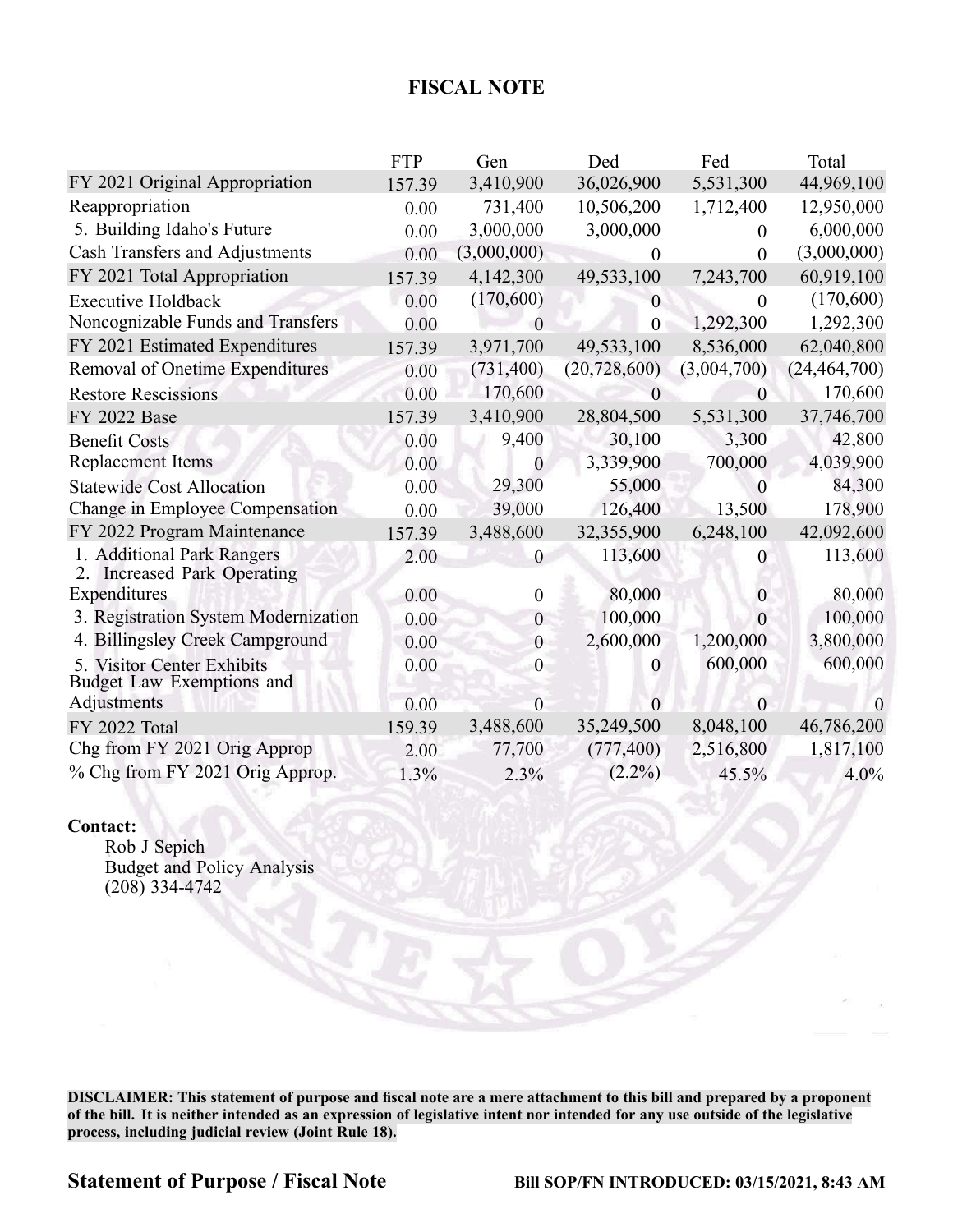## FISCAL NOTE

| | FTP | Gen | Ded | Fed | Total |
|---|---|---|---|---|---|
| FY 2021 Original Appropriation | 157.39 | 3,410,900 | 36,026,900 | 5,531,300 | 44,969,100 |
| Reappropriation | 0.00 | 731,400 | 10,506,200 | 1,712,400 | 12,950,000 |
| 5. Building Idaho's Future | 0.00 | 3,000,000 | 3,000,000 | 0 | 6,000,000 |
| Cash Transfers and Adjustments | 0.00 | (3,000,000) | 0 | 0 | (3,000,000) |
| FY 2021 Total Appropriation | 157.39 | 4,142,300 | 49,533,100 | 7,243,700 | 60,919,100 |
| Executive Holdback | 0.00 | (170,600) | 0 | 0 | (170,600) |
| Noncognizable Funds and Transfers | 0.00 | 0 | 0 | 1,292,300 | 1,292,300 |
| FY 2021 Estimated Expenditures | 157.39 | 3,971,700 | 49,533,100 | 8,536,000 | 62,040,800 |
| Removal of Onetime Expenditures | 0.00 | (731,400) | (20,728,600) | (3,004,700) | (24,464,700) |
| Restore Rescissions | 0.00 | 170,600 | 0 | 0 | 170,600 |
| FY 2022 Base | 157.39 | 3,410,900 | 28,804,500 | 5,531,300 | 37,746,700 |
| Benefit Costs | 0.00 | 9,400 | 30,100 | 3,300 | 42,800 |
| Replacement Items | 0.00 | 0 | 3,339,900 | 700,000 | 4,039,900 |
| Statewide Cost Allocation | 0.00 | 29,300 | 55,000 | 0 | 84,300 |
| Change in Employee Compensation | 0.00 | 39,000 | 126,400 | 13,500 | 178,900 |
| FY 2022 Program Maintenance | 157.39 | 3,488,600 | 32,355,900 | 6,248,100 | 42,092,600 |
| 1. Additional Park Rangers | 2.00 | 0 | 113,600 | 0 | 113,600 |
| 2. Increased Park Operating Expenditures | 0.00 | 0 | 80,000 | 0 | 80,000 |
| 3. Registration System Modernization | 0.00 | 0 | 100,000 | 0 | 100,000 |
| 4. Billingsley Creek Campground | 0.00 | 0 | 2,600,000 | 1,200,000 | 3,800,000 |
| 5. Visitor Center Exhibits | 0.00 | 0 | 0 | 600,000 | 600,000 |
| Budget Law Exemptions and Adjustments | 0.00 | 0 | 0 | 0 | 0 |
| FY 2022 Total | 159.39 | 3,488,600 | 35,249,500 | 8,048,100 | 46,786,200 |
| Chg from FY 2021 Orig Approp | 2.00 | 77,700 | (777,400) | 2,516,800 | 1,817,100 |
| % Chg from FY 2021 Orig Approp. | 1.3% | 2.3% | (2.2%) | 45.5% | 4.0% |

**Contact:**

Rob J Sepich
Budget and Policy Analysis
(208) 334-4742

**DISCLAIMER: This statement of purpose and fiscal note are a mere attachment to this bill and prepared by a proponent of the bill. It is neither intended as an expression of legislative intent nor intended for any use outside of the legislative process, including judicial review (Joint Rule 18).**

**Statement of Purpose / Fiscal Note** **Bill SOP/FN INTRODUCED: 03/15/2021, 8:43 AM**